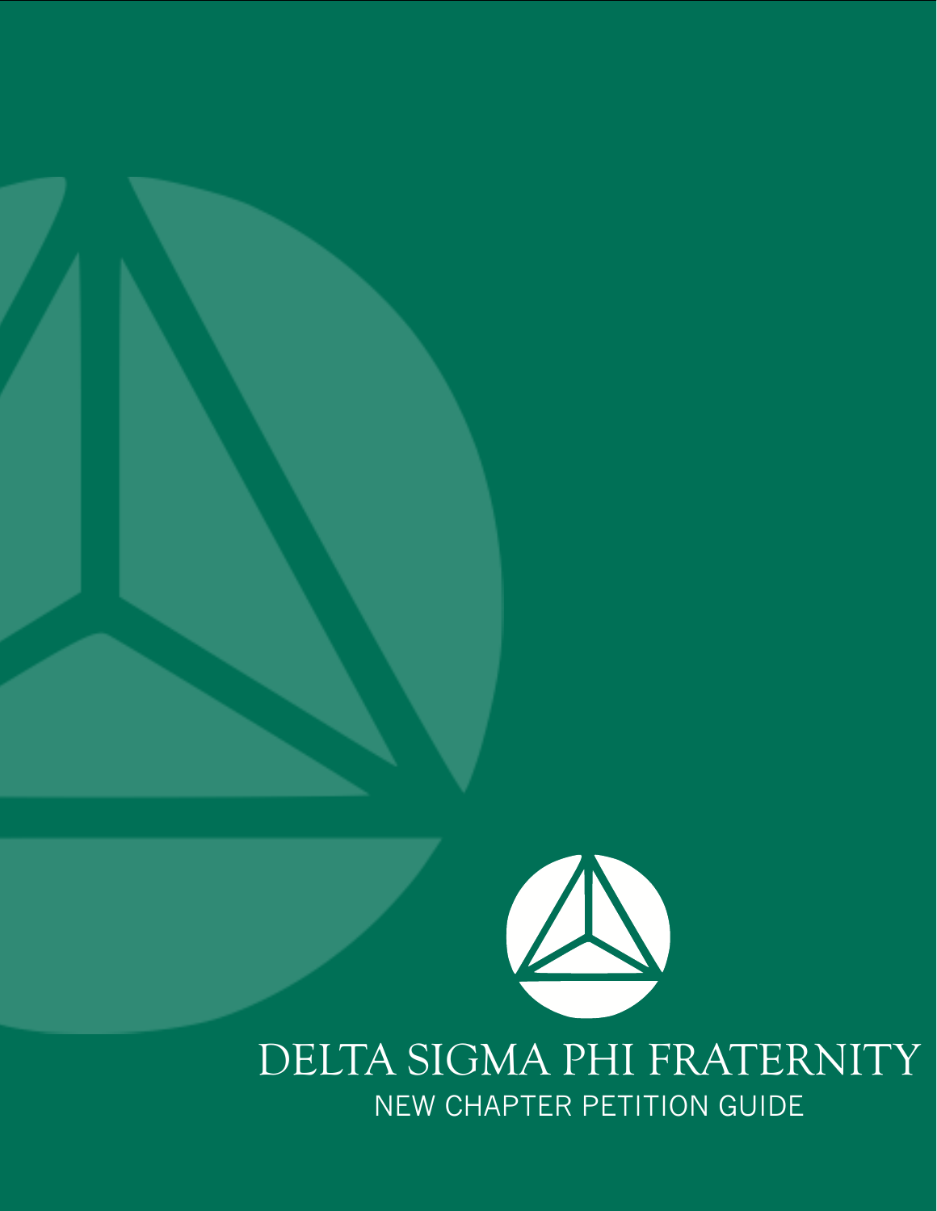# DELTA SIGMA PHI FRATERNITY

## NEW CHAPTER PETITION GUIDE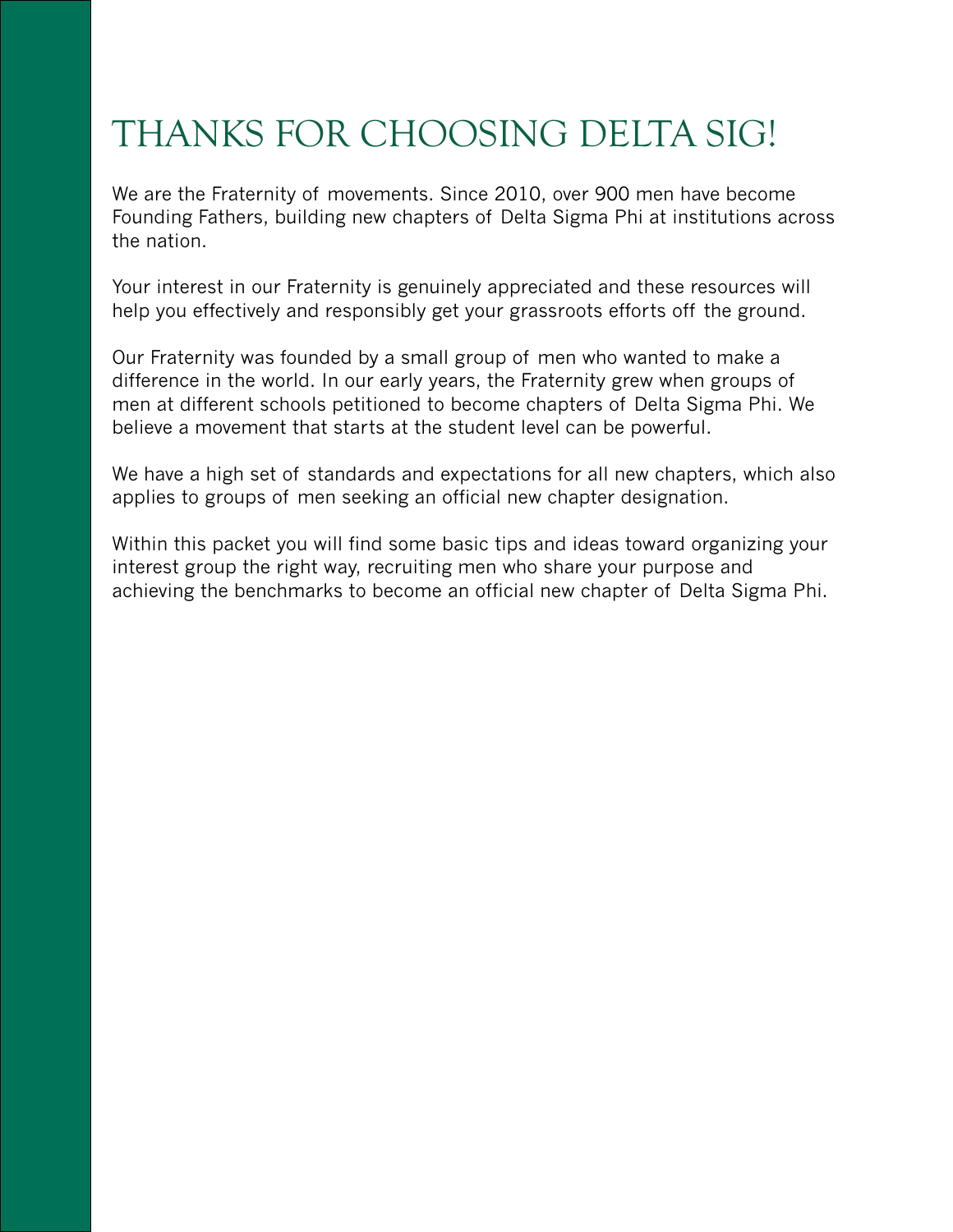# THANKS FOR CHOOSING DELTA SIG!

We are the Fraternity of movements. Since 2010, over 900 men have become Founding Fathers, building new chapters of Delta Sigma Phi at institutions across the nation.

Your interest in our Fraternity is genuinely appreciated and these resources will help you effectively and responsibly get your grassroots efforts off the ground.

Our Fraternity was founded by a small group of men who wanted to make a difference in the world. In our early years, the Fraternity grew when groups of men at different schools petitioned to become chapters of Delta Sigma Phi. We believe a movement that starts at the student level can be powerful.

We have a high set of standards and expectations for all new chapters, which also applies to groups of men seeking an official new chapter designation.

Within this packet you will find some basic tips and ideas toward organizing your interest group the right way, recruiting men who share your purpose and achieving the benchmarks to become an official new chapter of Delta Sigma Phi.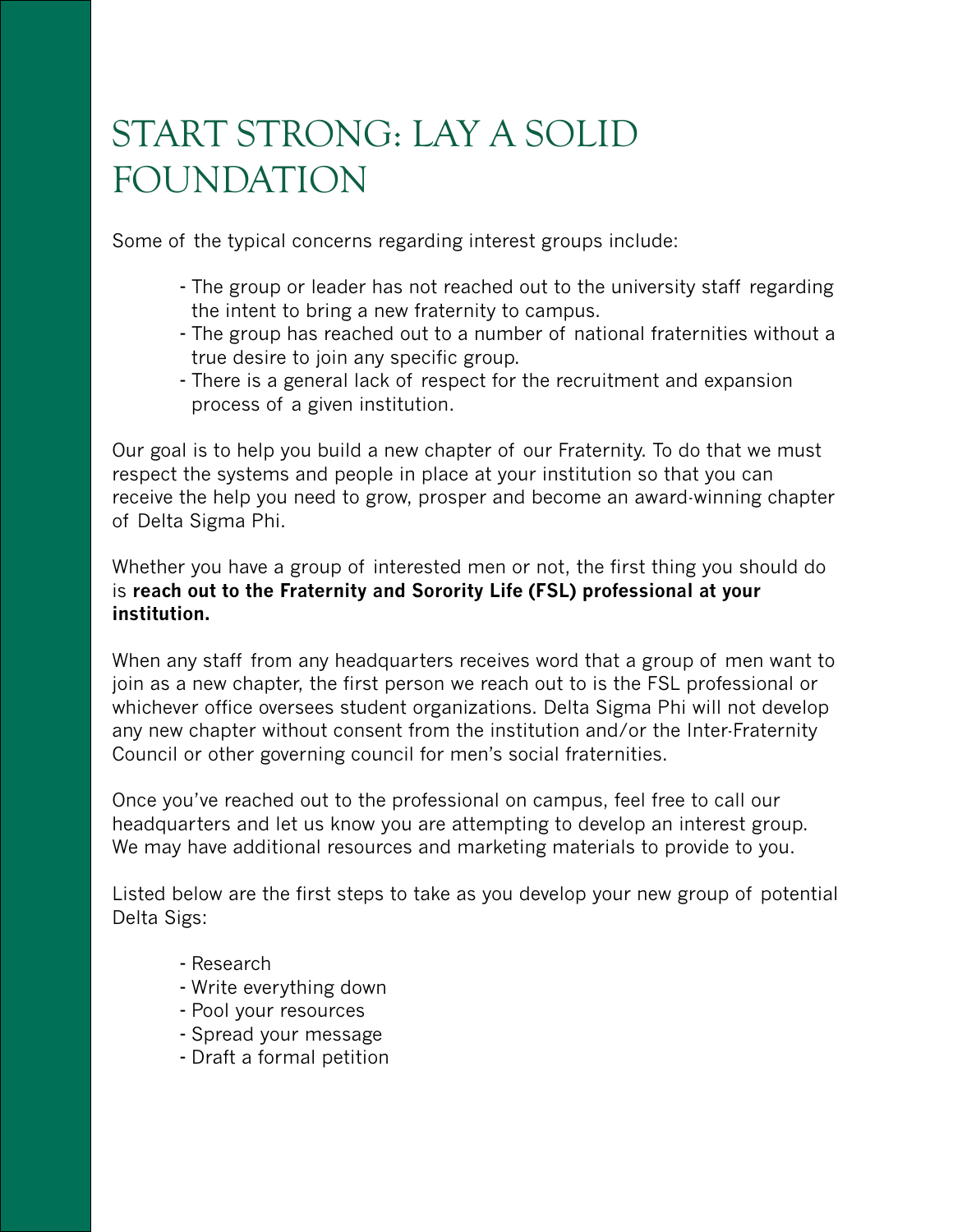# START STRONG: LAY A SOLID FOUNDATION

Some of the typical concerns regarding interest groups include:

- The group or leader has not reached out to the university staff regarding the intent to bring a new fraternity to campus.
- The group has reached out to a number of national fraternities without a true desire to join any specific group.
- There is a general lack of respect for the recruitment and expansion process of a given institution.

Our goal is to help you build a new chapter of our Fraternity. To do that we must respect the systems and people in place at your institution so that you can receive the help you need to grow, prosper and become an award-winning chapter of Delta Sigma Phi.

Whether you have a group of interested men or not, the first thing you should do is **reach out to the Fraternity and Sorority Life (FSL) professional at your institution.**

When any staff from any headquarters receives word that a group of men want to join as a new chapter, the first person we reach out to is the FSL professional or whichever office oversees student organizations. Delta Sigma Phi will not develop any new chapter without consent from the institution and/or the Inter-Fraternity Council or other governing council for men's social fraternities.

Once you've reached out to the professional on campus, feel free to call our headquarters and let us know you are attempting to develop an interest group. We may have additional resources and marketing materials to provide to you.

Listed below are the first steps to take as you develop your new group of potential Delta Sigs:

- Research
- Write everything down
- Pool your resources
- Spread your message
- Draft a formal petition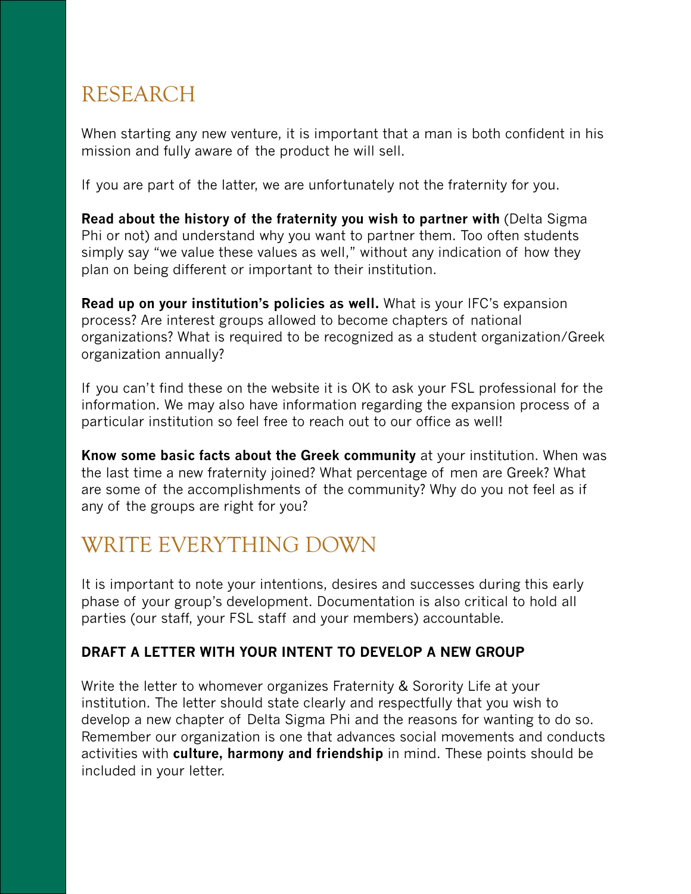# RESEARCH

When starting any new venture, it is important that a man is both confident in his mission and fully aware of the product he will sell.

If you are part of the latter, we are unfortunately not the fraternity for you.

**Read about the history of the fraternity you wish to partner with** (Delta Sigma Phi or not) and understand why you want to partner them. Too often students simply say "we value these values as well," without any indication of how they plan on being different or important to their institution.

**Read up on your institution's policies as well.** What is your IFC's expansion process? Are interest groups allowed to become chapters of national organizations? What is required to be recognized as a student organization/Greek organization annually?

If you can't find these on the website it is OK to ask your FSL professional for the information. We may also have information regarding the expansion process of a particular institution so feel free to reach out to our office as well!

**Know some basic facts about the Greek community** at your institution. When was the last time a new fraternity joined? What percentage of men are Greek? What are some of the accomplishments of the community? Why do you not feel as if any of the groups are right for you?

# WRITE EVERYTHING DOWN

It is important to note your intentions, desires and successes during this early phase of your group's development. Documentation is also critical to hold all parties (our staff, your FSL staff and your members) accountable.

### DRAFT A LETTER WITH YOUR INTENT TO DEVELOP A NEW GROUP

Write the letter to whomever organizes Fraternity & Sorority Life at your institution. The letter should state clearly and respectfully that you wish to develop a new chapter of Delta Sigma Phi and the reasons for wanting to do so. Remember our organization is one that advances social movements and conducts activities with **culture, harmony and friendship** in mind. These points should be included in your letter.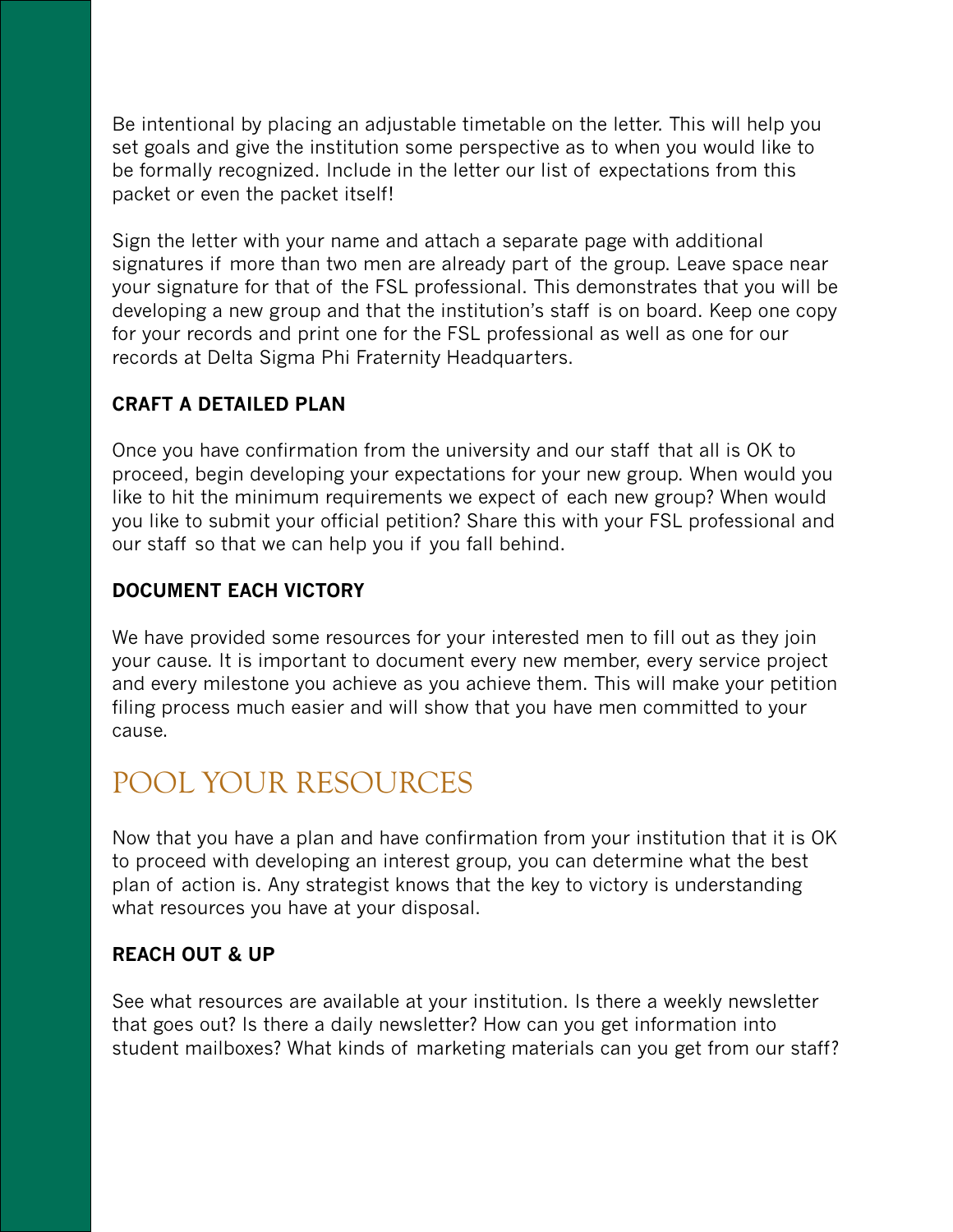Be intentional by placing an adjustable timetable on the letter. This will help you set goals and give the institution some perspective as to when you would like to be formally recognized. Include in the letter our list of expectations from this packet or even the packet itself!

Sign the letter with your name and attach a separate page with additional signatures if more than two men are already part of the group. Leave space near your signature for that of the FSL professional. This demonstrates that you will be developing a new group and that the institution's staff is on board. Keep one copy for your records and print one for the FSL professional as well as one for our records at Delta Sigma Phi Fraternity Headquarters.

### CRAFT A DETAILED PLAN

Once you have confirmation from the university and our staff that all is OK to proceed, begin developing your expectations for your new group. When would you like to hit the minimum requirements we expect of each new group? When would you like to submit your official petition? Share this with your FSL professional and our staff so that we can help you if you fall behind.

### DOCUMENT EACH VICTORY

We have provided some resources for your interested men to fill out as they join your cause. It is important to document every new member, every service project and every milestone you achieve as you achieve them. This will make your petition filing process much easier and will show that you have men committed to your cause.

## POOL YOUR RESOURCES

Now that you have a plan and have confirmation from your institution that it is OK to proceed with developing an interest group, you can determine what the best plan of action is. Any strategist knows that the key to victory is understanding what resources you have at your disposal.

### REACH OUT & UP

See what resources are available at your institution. Is there a weekly newsletter that goes out? Is there a daily newsletter? How can you get information into student mailboxes? What kinds of marketing materials can you get from our staff?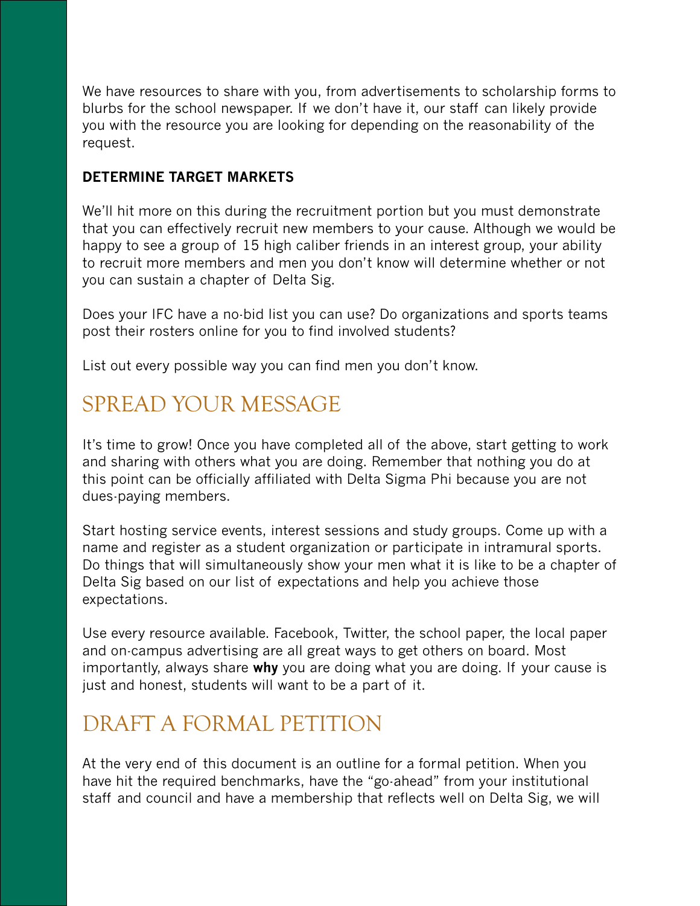We have resources to share with you, from advertisements to scholarship forms to blurbs for the school newspaper. If we don't have it, our staff can likely provide you with the resource you are looking for depending on the reasonability of the request.

### DETERMINE TARGET MARKETS

We'll hit more on this during the recruitment portion but you must demonstrate that you can effectively recruit new members to your cause. Although we would be happy to see a group of 15 high caliber friends in an interest group, your ability to recruit more members and men you don't know will determine whether or not you can sustain a chapter of Delta Sig.

Does your IFC have a no-bid list you can use? Do organizations and sports teams post their rosters online for you to find involved students?

List out every possible way you can find men you don't know.

## SPREAD YOUR MESSAGE

It's time to grow! Once you have completed all of the above, start getting to work and sharing with others what you are doing. Remember that nothing you do at this point can be officially affiliated with Delta Sigma Phi because you are not dues-paying members.

Start hosting service events, interest sessions and study groups. Come up with a name and register as a student organization or participate in intramural sports. Do things that will simultaneously show your men what it is like to be a chapter of Delta Sig based on our list of expectations and help you achieve those expectations.

Use every resource available. Facebook, Twitter, the school paper, the local paper and on-campus advertising are all great ways to get others on board. Most importantly, always share **why** you are doing what you are doing. If your cause is just and honest, students will want to be a part of it.

## DRAFT A FORMAL PETITION

At the very end of this document is an outline for a formal petition. When you have hit the required benchmarks, have the "go-ahead" from your institutional staff and council and have a membership that reflects well on Delta Sig, we will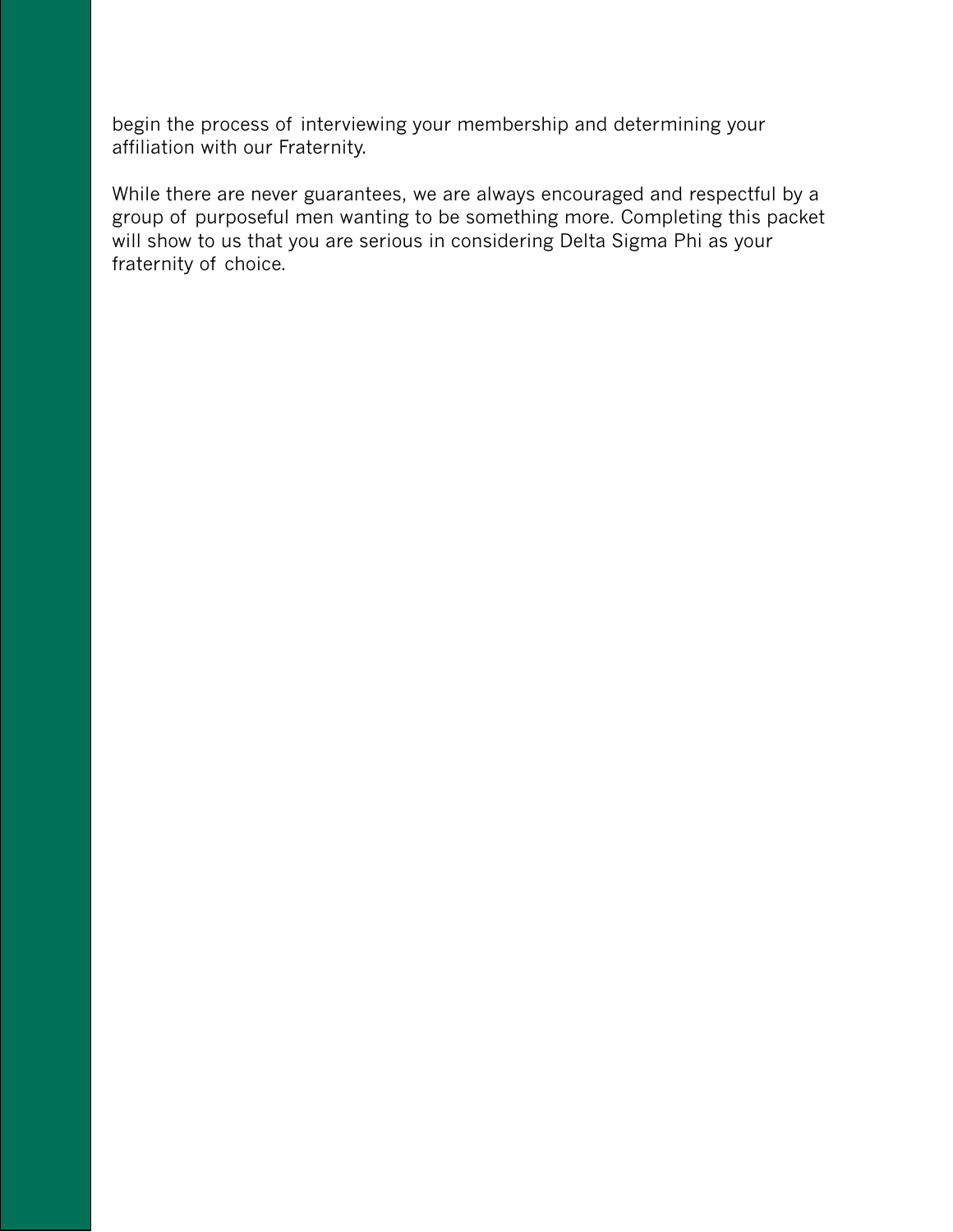begin the process of interviewing your membership and determining your affiliation with our Fraternity.

While there are never guarantees, we are always encouraged and respectful by a group of purposeful men wanting to be something more. Completing this packet will show to us that you are serious in considering Delta Sigma Phi as your fraternity of choice.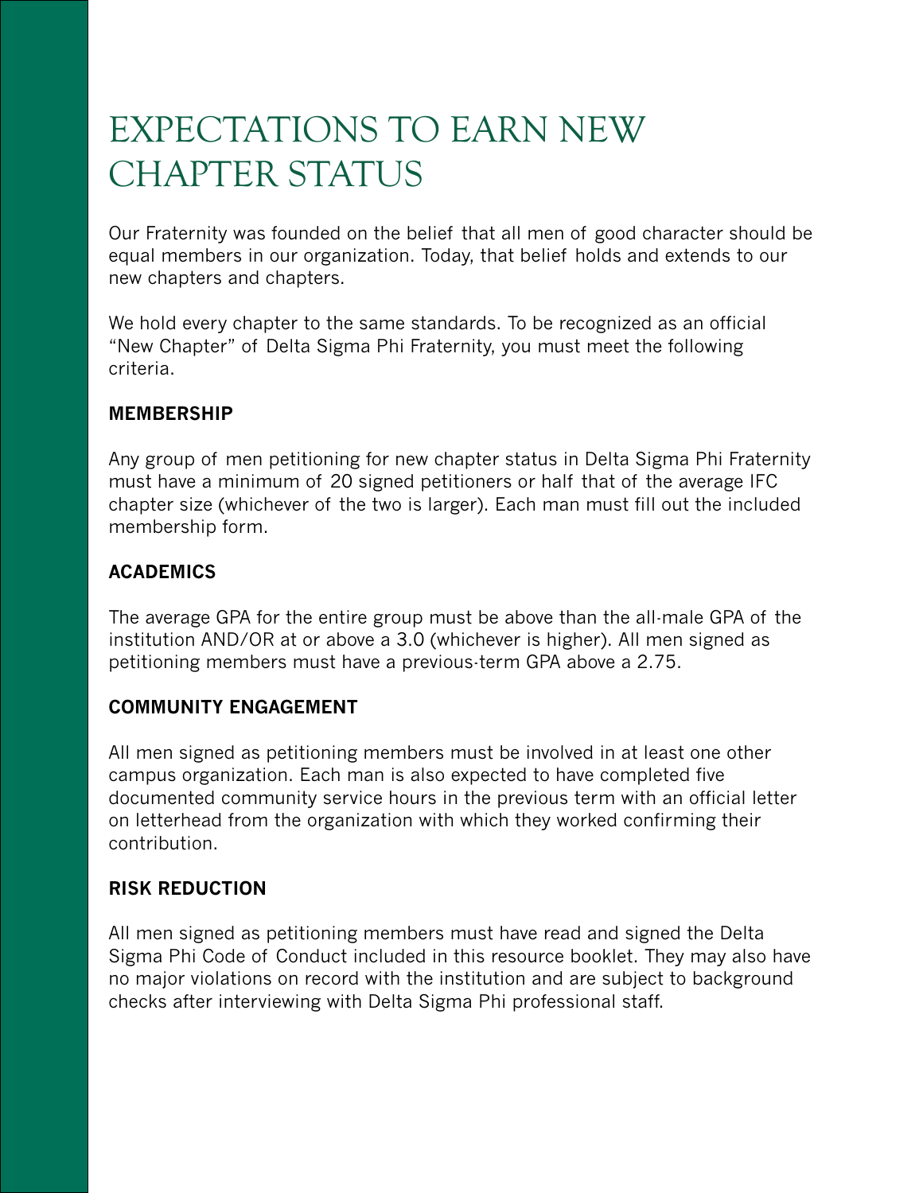# EXPECTATIONS TO EARN NEW CHAPTER STATUS

Our Fraternity was founded on the belief that all men of good character should be equal members in our organization. Today, that belief holds and extends to our new chapters and chapters.

We hold every chapter to the same standards. To be recognized as an official "New Chapter" of Delta Sigma Phi Fraternity, you must meet the following criteria.

## MEMBERSHIP

Any group of men petitioning for new chapter status in Delta Sigma Phi Fraternity must have a minimum of 20 signed petitioners or half that of the average IFC chapter size (whichever of the two is larger). Each man must fill out the included membership form.

## ACADEMICS

The average GPA for the entire group must be above than the all-male GPA of the institution AND/OR at or above a 3.0 (whichever is higher). All men signed as petitioning members must have a previous-term GPA above a 2.75.

## COMMUNITY ENGAGEMENT

All men signed as petitioning members must be involved in at least one other campus organization. Each man is also expected to have completed five documented community service hours in the previous term with an official letter on letterhead from the organization with which they worked confirming their contribution.

## RISK REDUCTION

All men signed as petitioning members must have read and signed the Delta Sigma Phi Code of Conduct included in this resource booklet. They may also have no major violations on record with the institution and are subject to background checks after interviewing with Delta Sigma Phi professional staff.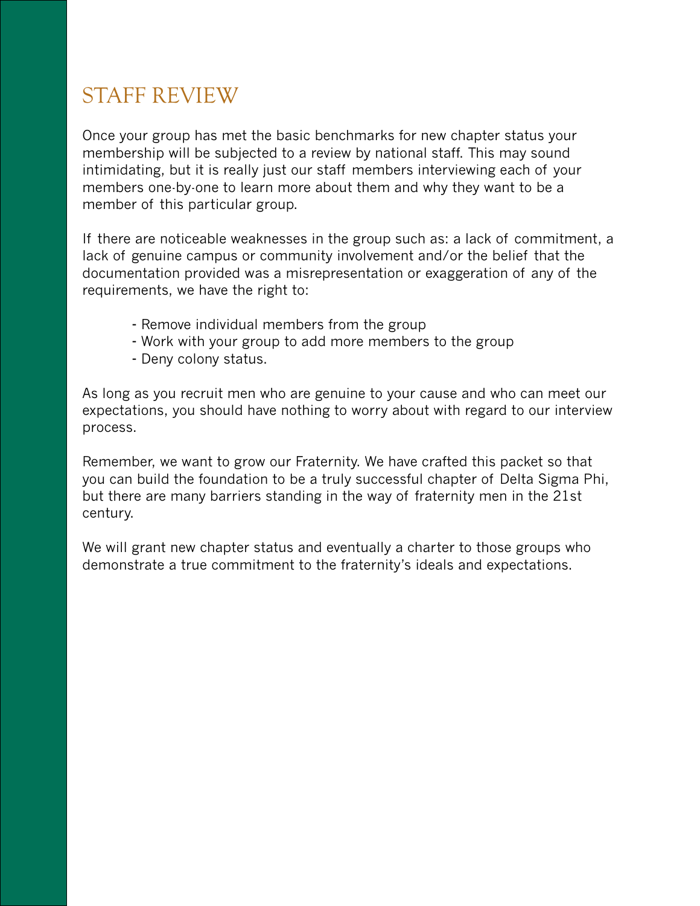# STAFF REVIEW

Once your group has met the basic benchmarks for new chapter status your membership will be subjected to a review by national staff. This may sound intimidating, but it is really just our staff members interviewing each of your members one-by-one to learn more about them and why they want to be a member of this particular group.

If there are noticeable weaknesses in the group such as: a lack of commitment, a lack of genuine campus or community involvement and/or the belief that the documentation provided was a misrepresentation or exaggeration of any of the requirements, we have the right to:

- Remove individual members from the group
- Work with your group to add more members to the group
- Deny colony status.

As long as you recruit men who are genuine to your cause and who can meet our expectations, you should have nothing to worry about with regard to our interview process.

Remember, we want to grow our Fraternity. We have crafted this packet so that you can build the foundation to be a truly successful chapter of Delta Sigma Phi, but there are many barriers standing in the way of fraternity men in the 21st century.

We will grant new chapter status and eventually a charter to those groups who demonstrate a true commitment to the fraternity's ideals and expectations.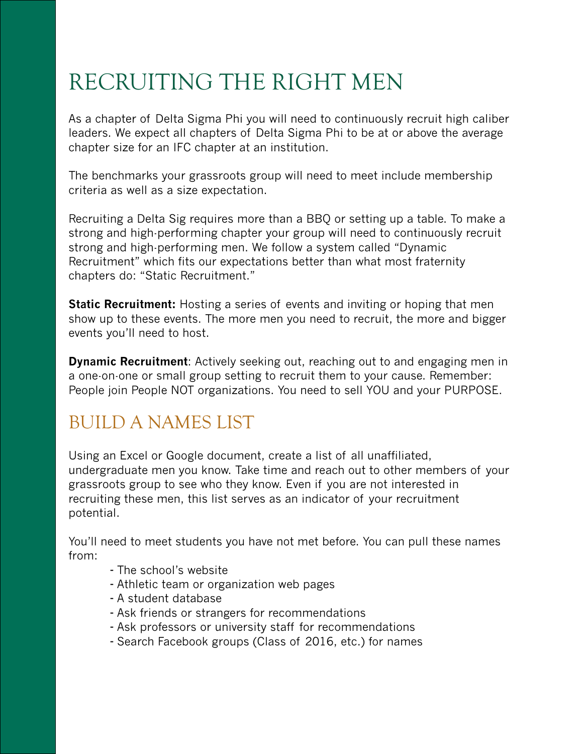# RECRUITING THE RIGHT MEN

As a chapter of Delta Sigma Phi you will need to continuously recruit high caliber leaders. We expect all chapters of Delta Sigma Phi to be at or above the average chapter size for an IFC chapter at an institution.

The benchmarks your grassroots group will need to meet include membership criteria as well as a size expectation.

Recruiting a Delta Sig requires more than a BBQ or setting up a table. To make a strong and high-performing chapter your group will need to continuously recruit strong and high-performing men. We follow a system called "Dynamic Recruitment" which fits our expectations better than what most fraternity chapters do: "Static Recruitment."

**Static Recruitment:** Hosting a series of events and inviting or hoping that men show up to these events. The more men you need to recruit, the more and bigger events you'll need to host.

**Dynamic Recruitment**: Actively seeking out, reaching out to and engaging men in a one-on-one or small group setting to recruit them to your cause. Remember: People join People NOT organizations. You need to sell YOU and your PURPOSE.

## BUILD A NAMES LIST

Using an Excel or Google document, create a list of all unaffiliated, undergraduate men you know. Take time and reach out to other members of your grassroots group to see who they know. Even if you are not interested in recruiting these men, this list serves as an indicator of your recruitment potential.

You'll need to meet students you have not met before. You can pull these names from:

- The school's website
- Athletic team or organization web pages
- A student database
- Ask friends or strangers for recommendations
- Ask professors or university staff for recommendations
- Search Facebook groups (Class of 2016, etc.) for names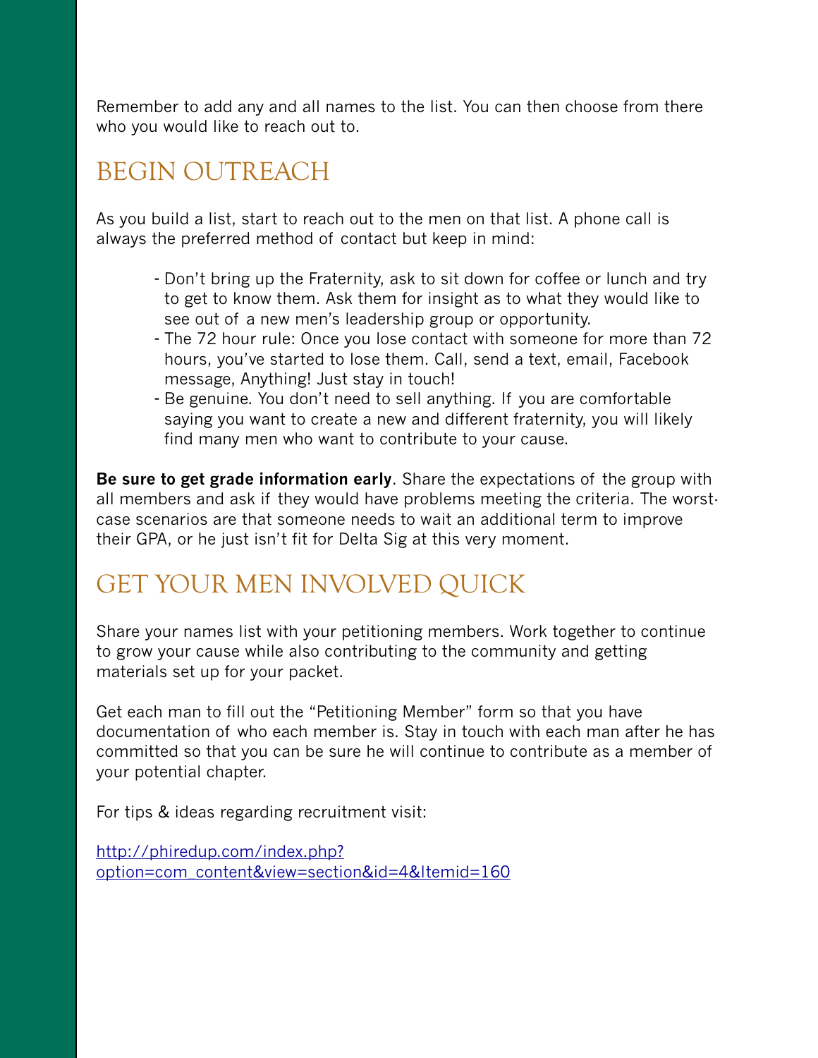Remember to add any and all names to the list. You can then choose from there who you would like to reach out to.

## BEGIN OUTREACH

As you build a list, start to reach out to the men on that list. A phone call is always the preferred method of contact but keep in mind:

- Don't bring up the Fraternity, ask to sit down for coffee or lunch and try to get to know them. Ask them for insight as to what they would like to see out of a new men's leadership group or opportunity.
- The 72 hour rule: Once you lose contact with someone for more than 72 hours, you've started to lose them. Call, send a text, email, Facebook message, Anything! Just stay in touch!
- Be genuine. You don't need to sell anything. If you are comfortable saying you want to create a new and different fraternity, you will likely find many men who want to contribute to your cause.

**Be sure to get grade information early**. Share the expectations of the group with all members and ask if they would have problems meeting the criteria. The worst-case scenarios are that someone needs to wait an additional term to improve their GPA, or he just isn't fit for Delta Sig at this very moment.

## GET YOUR MEN INVOLVED QUICK

Share your names list with your petitioning members. Work together to continue to grow your cause while also contributing to the community and getting materials set up for your packet.

Get each man to fill out the "Petitioning Member" form so that you have documentation of who each member is. Stay in touch with each man after he has committed so that you can be sure he will continue to contribute as a member of your potential chapter.

For tips & ideas regarding recruitment visit:

[http://phiredup.com/index.php?option=com_content&view=section&id=4&Itemid=160](http://phiredup.com/index.php?option=com_content&view=section&id=4&Itemid=160)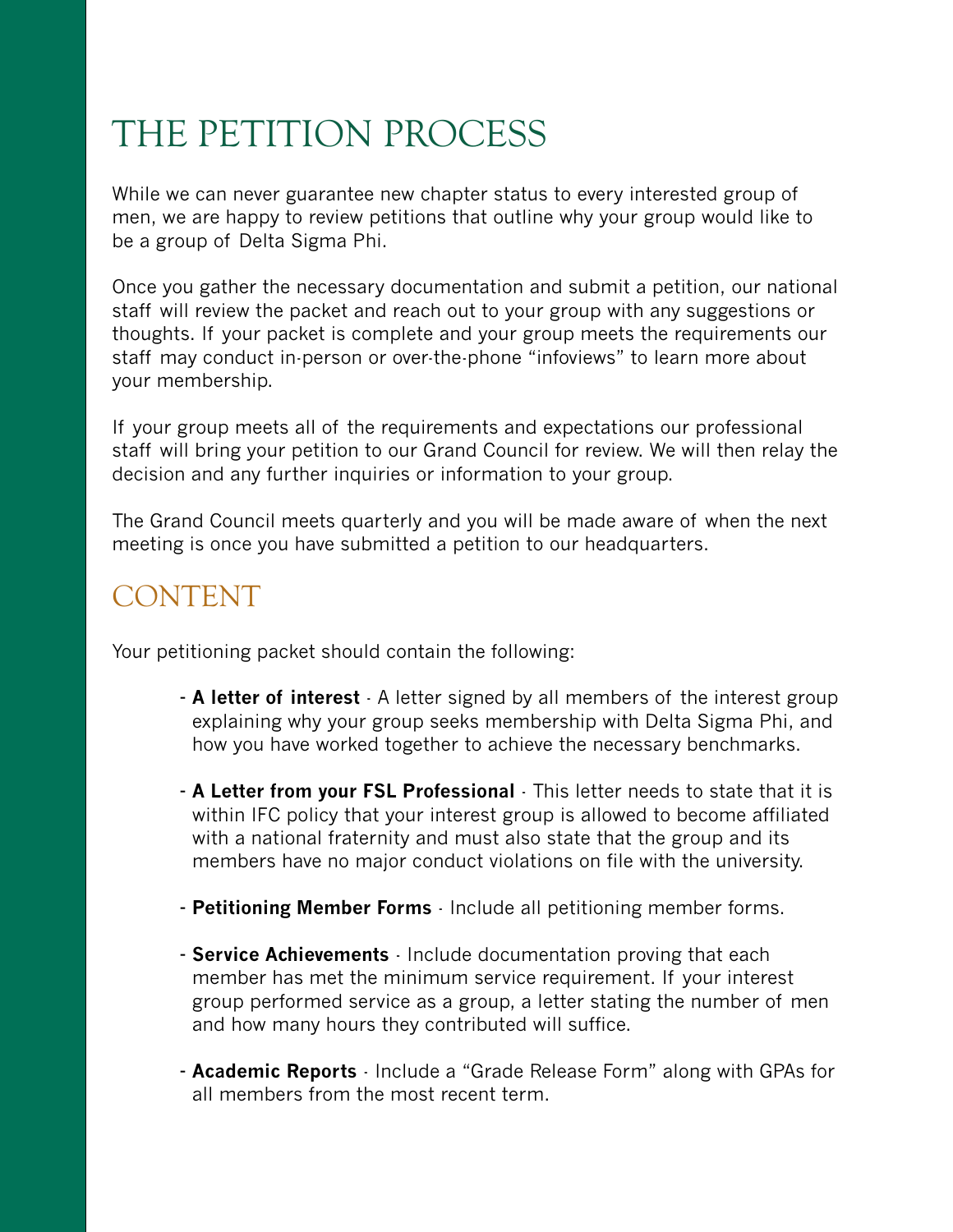# THE PETITION PROCESS

While we can never guarantee new chapter status to every interested group of men, we are happy to review petitions that outline why your group would like to be a group of Delta Sigma Phi.

Once you gather the necessary documentation and submit a petition, our national staff will review the packet and reach out to your group with any suggestions or thoughts. If your packet is complete and your group meets the requirements our staff may conduct in-person or over-the-phone "infoviews" to learn more about your membership.

If your group meets all of the requirements and expectations our professional staff will bring your petition to our Grand Council for review. We will then relay the decision and any further inquiries or information to your group.

The Grand Council meets quarterly and you will be made aware of when the next meeting is once you have submitted a petition to our headquarters.

## CONTENT

Your petitioning packet should contain the following:

- **A letter of interest** - A letter signed by all members of the interest group explaining why your group seeks membership with Delta Sigma Phi, and how you have worked together to achieve the necessary benchmarks.
- **A Letter from your FSL Professional** - This letter needs to state that it is within IFC policy that your interest group is allowed to become affiliated with a national fraternity and must also state that the group and its members have no major conduct violations on file with the university.
- **Petitioning Member Forms** - Include all petitioning member forms.
- **Service Achievements** - Include documentation proving that each member has met the minimum service requirement. If your interest group performed service as a group, a letter stating the number of men and how many hours they contributed will suffice.
- **Academic Reports** - Include a "Grade Release Form" along with GPAs for all members from the most recent term.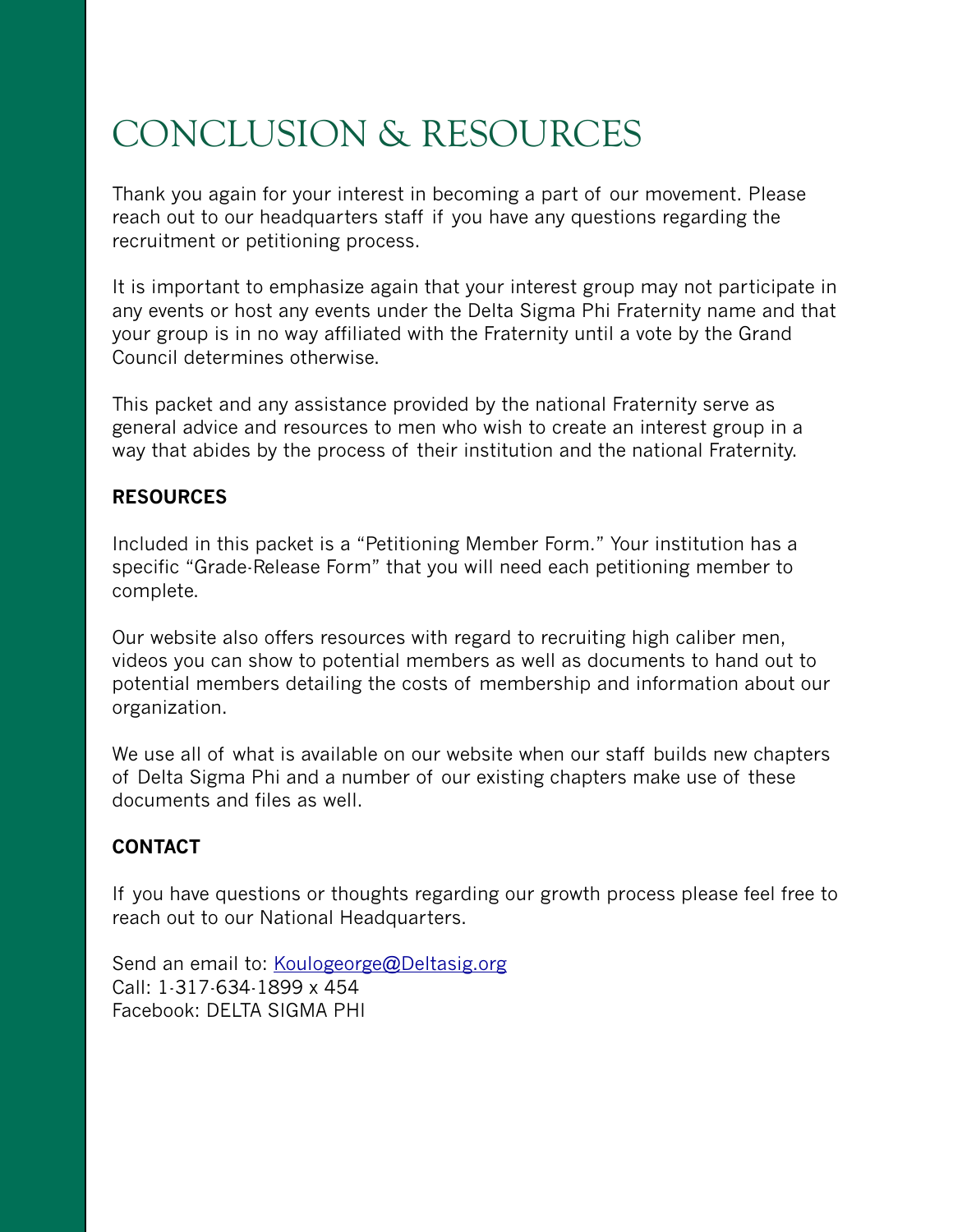# CONCLUSION & RESOURCES

Thank you again for your interest in becoming a part of our movement. Please reach out to our headquarters staff if you have any questions regarding the recruitment or petitioning process.

It is important to emphasize again that your interest group may not participate in any events or host any events under the Delta Sigma Phi Fraternity name and that your group is in no way affiliated with the Fraternity until a vote by the Grand Council determines otherwise.

This packet and any assistance provided by the national Fraternity serve as general advice and resources to men who wish to create an interest group in a way that abides by the process of their institution and the national Fraternity.

**RESOURCES**

Included in this packet is a "Petitioning Member Form." Your institution has a specific "Grade-Release Form" that you will need each petitioning member to complete.

Our website also offers resources with regard to recruiting high caliber men, videos you can show to potential members as well as documents to hand out to potential members detailing the costs of membership and information about our organization.

We use all of what is available on our website when our staff builds new chapters of Delta Sigma Phi and a number of our existing chapters make use of these documents and files as well.

**CONTACT**

If you have questions or thoughts regarding our growth process please feel free to reach out to our National Headquarters.

Send an email to: Koulogeorge@Deltasig.org
Call: 1-317-634-1899 x 454
Facebook: DELTA SIGMA PHI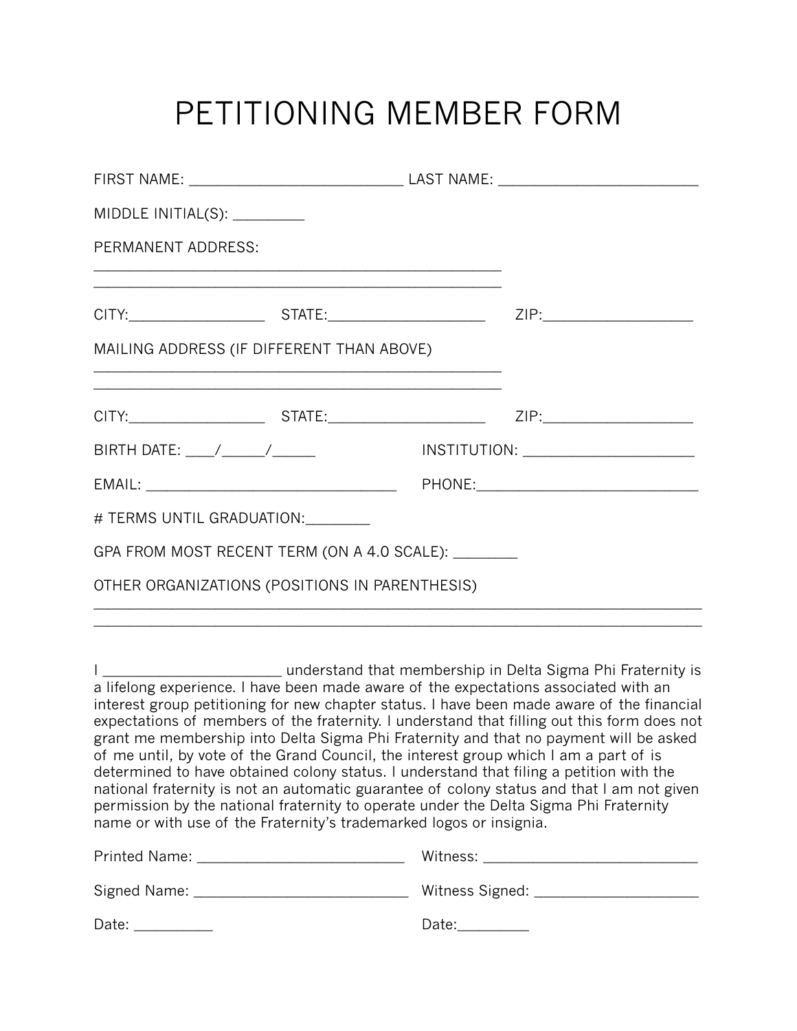# PETITIONING MEMBER FORM

FIRST NAME: ___________________________ LAST NAME: _________________________

MIDDLE INITIAL(S): _________

PERMANENT ADDRESS:

___________________________________________________

___________________________________________________

CITY:_________________ STATE:___________________ ZIP:__________________

MAILING ADDRESS (IF DIFFERENT THAN ABOVE)

___________________________________________________

___________________________________________________

CITY:_________________ STATE:___________________ ZIP:__________________

BIRTH DATE: ___/_____/_____ INSTITUTION: _____________________

EMAIL: _______________________________ PHONE:__________________________

# TERMS UNTIL GRADUATION:________

GPA FROM MOST RECENT TERM (ON A 4.0 SCALE): ________

OTHER ORGANIZATIONS (POSITIONS IN PARENTHESIS)

_____________________________________________________________________________

_____________________________________________________________________________

I _____________________ understand that membership in Delta Sigma Phi Fraternity is a lifelong experience. I have been made aware of the expectations associated with an interest group petitioning for new chapter status. I have been made aware of the financial expectations of members of the fraternity. I understand that filling out this form does not grant me membership into Delta Sigma Phi Fraternity and that no payment will be asked of me until, by vote of the Grand Council, the interest group which I am a part of is determined to have obtained colony status. I understand that filing a petition with the national fraternity is not an automatic guarantee of colony status and that I am not given permission by the national fraternity to operate under the Delta Sigma Phi Fraternity name or with use of the Fraternity's trademarked logos or insignia.

Printed Name: _________________________ Witness: ___________________________

Signed Name: __________________________ Witness Signed: ____________________

Date: __________ Date:_________